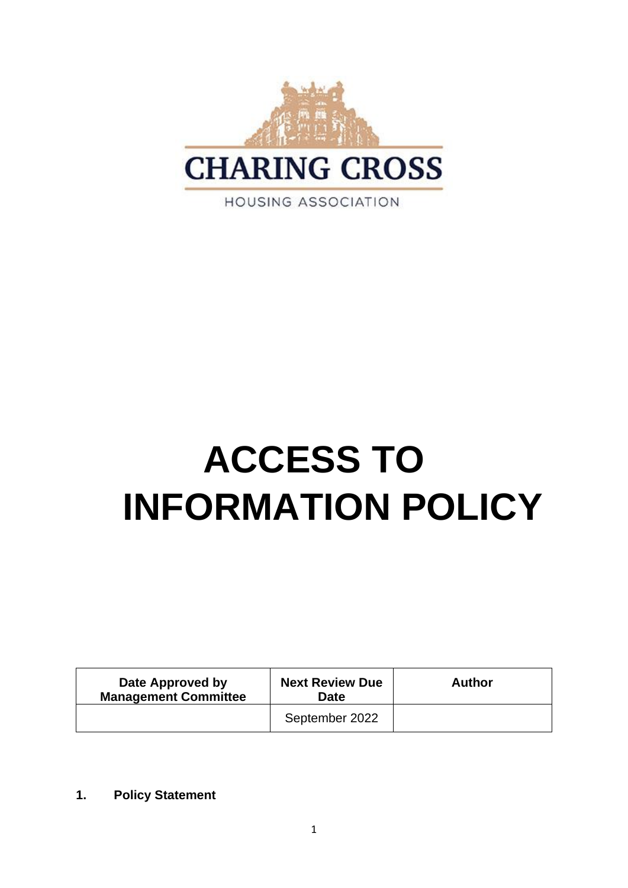CHARING CROSS

HOUSING ASSOCIATION

# ACCESS TO INFORMATION POLICY

| Date Approved by Management Committee | Next Review Due Date | Author |
|---|---|---|
| | September 2022 | |

## 1. Policy Statement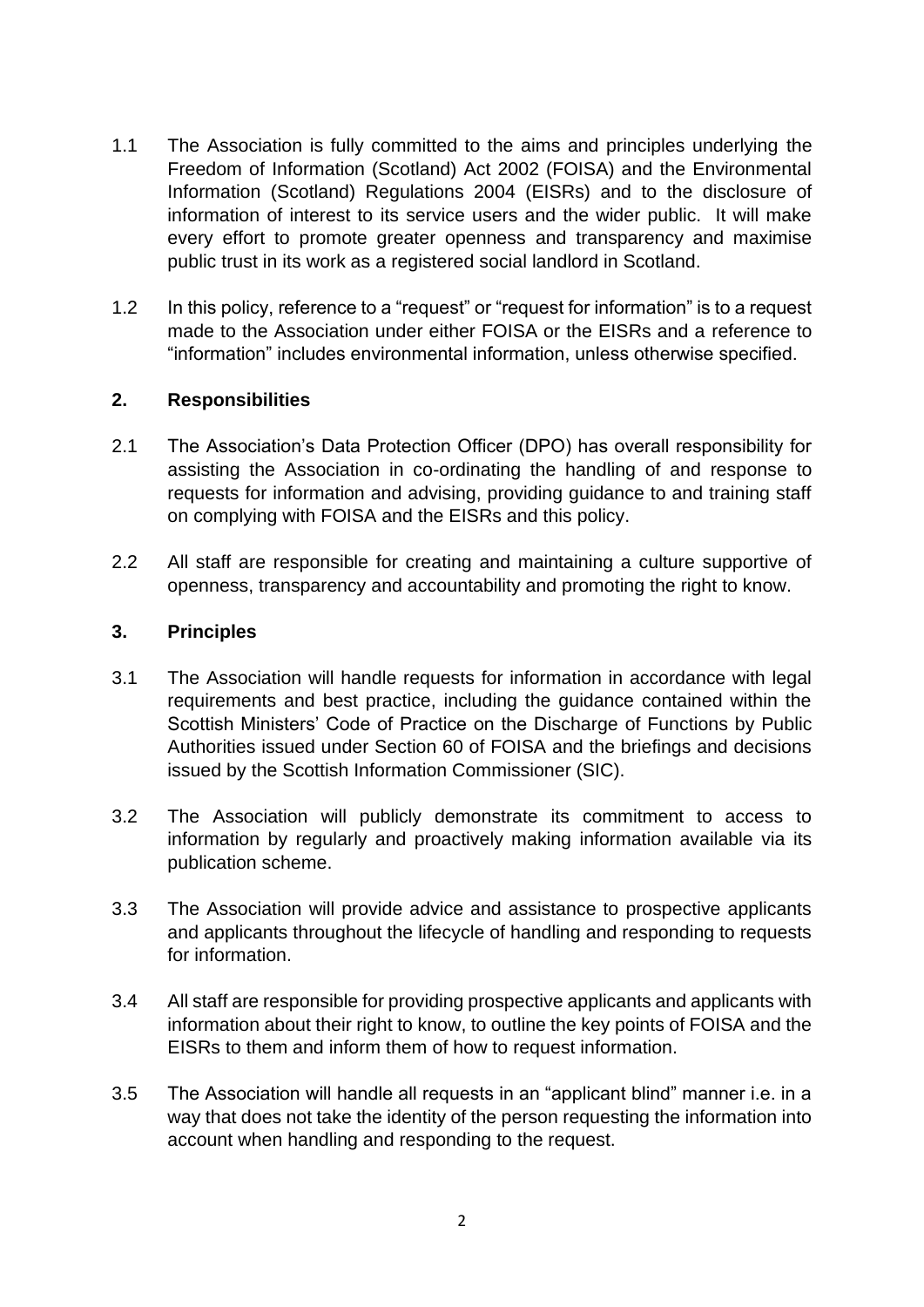1.1 The Association is fully committed to the aims and principles underlying the Freedom of Information (Scotland) Act 2002 (FOISA) and the Environmental Information (Scotland) Regulations 2004 (EISRs) and to the disclosure of information of interest to its service users and the wider public. It will make every effort to promote greater openness and transparency and maximise public trust in its work as a registered social landlord in Scotland.

1.2 In this policy, reference to a "request" or "request for information" is to a request made to the Association under either FOISA or the EISRs and a reference to "information" includes environmental information, unless otherwise specified.

## 2. Responsibilities

2.1 The Association's Data Protection Officer (DPO) has overall responsibility for assisting the Association in co-ordinating the handling of and response to requests for information and advising, providing guidance to and training staff on complying with FOISA and the EISRs and this policy.

2.2 All staff are responsible for creating and maintaining a culture supportive of openness, transparency and accountability and promoting the right to know.

## 3. Principles

3.1 The Association will handle requests for information in accordance with legal requirements and best practice, including the guidance contained within the Scottish Ministers' Code of Practice on the Discharge of Functions by Public Authorities issued under Section 60 of FOISA and the briefings and decisions issued by the Scottish Information Commissioner (SIC).

3.2 The Association will publicly demonstrate its commitment to access to information by regularly and proactively making information available via its publication scheme.

3.3 The Association will provide advice and assistance to prospective applicants and applicants throughout the lifecycle of handling and responding to requests for information.

3.4 All staff are responsible for providing prospective applicants and applicants with information about their right to know, to outline the key points of FOISA and the EISRs to them and inform them of how to request information.

3.5 The Association will handle all requests in an "applicant blind" manner i.e. in a way that does not take the identity of the person requesting the information into account when handling and responding to the request.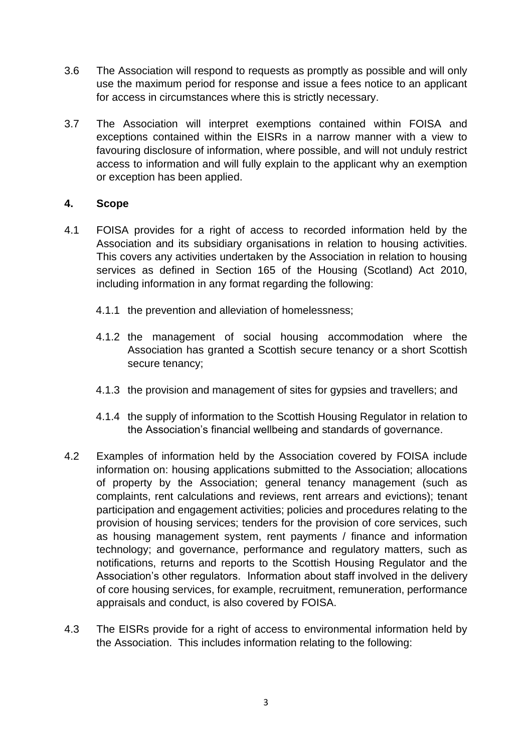3.6 The Association will respond to requests as promptly as possible and will only use the maximum period for response and issue a fees notice to an applicant for access in circumstances where this is strictly necessary.

3.7 The Association will interpret exemptions contained within FOISA and exceptions contained within the EISRs in a narrow manner with a view to favouring disclosure of information, where possible, and will not unduly restrict access to information and will fully explain to the applicant why an exemption or exception has been applied.

## 4. Scope

4.1 FOISA provides for a right of access to recorded information held by the Association and its subsidiary organisations in relation to housing activities. This covers any activities undertaken by the Association in relation to housing services as defined in Section 165 of the Housing (Scotland) Act 2010, including information in any format regarding the following:

- 4.1.1 the prevention and alleviation of homelessness;
- 4.1.2 the management of social housing accommodation where the Association has granted a Scottish secure tenancy or a short Scottish secure tenancy;
- 4.1.3 the provision and management of sites for gypsies and travellers; and
- 4.1.4 the supply of information to the Scottish Housing Regulator in relation to the Association's financial wellbeing and standards of governance.

4.2 Examples of information held by the Association covered by FOISA include information on: housing applications submitted to the Association; allocations of property by the Association; general tenancy management (such as complaints, rent calculations and reviews, rent arrears and evictions); tenant participation and engagement activities; policies and procedures relating to the provision of housing services; tenders for the provision of core services, such as housing management system, rent payments / finance and information technology; and governance, performance and regulatory matters, such as notifications, returns and reports to the Scottish Housing Regulator and the Association's other regulators. Information about staff involved in the delivery of core housing services, for example, recruitment, remuneration, performance appraisals and conduct, is also covered by FOISA.

4.3 The EISRs provide for a right of access to environmental information held by the Association. This includes information relating to the following: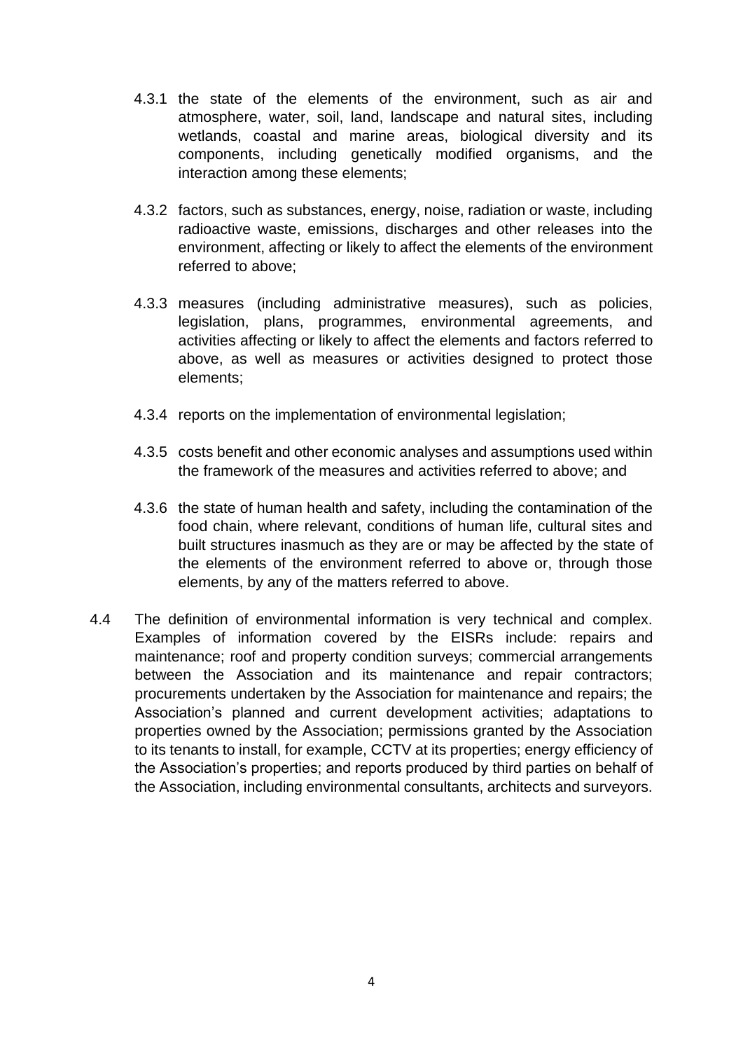4.3.1 the state of the elements of the environment, such as air and atmosphere, water, soil, land, landscape and natural sites, including wetlands, coastal and marine areas, biological diversity and its components, including genetically modified organisms, and the interaction among these elements;

4.3.2 factors, such as substances, energy, noise, radiation or waste, including radioactive waste, emissions, discharges and other releases into the environment, affecting or likely to affect the elements of the environment referred to above;

4.3.3 measures (including administrative measures), such as policies, legislation, plans, programmes, environmental agreements, and activities affecting or likely to affect the elements and factors referred to above, as well as measures or activities designed to protect those elements;

4.3.4 reports on the implementation of environmental legislation;

4.3.5 costs benefit and other economic analyses and assumptions used within the framework of the measures and activities referred to above; and

4.3.6 the state of human health and safety, including the contamination of the food chain, where relevant, conditions of human life, cultural sites and built structures inasmuch as they are or may be affected by the state of the elements of the environment referred to above or, through those elements, by any of the matters referred to above.

4.4 The definition of environmental information is very technical and complex. Examples of information covered by the EISRs include: repairs and maintenance; roof and property condition surveys; commercial arrangements between the Association and its maintenance and repair contractors; procurements undertaken by the Association for maintenance and repairs; the Association's planned and current development activities; adaptations to properties owned by the Association; permissions granted by the Association to its tenants to install, for example, CCTV at its properties; energy efficiency of the Association's properties; and reports produced by third parties on behalf of the Association, including environmental consultants, architects and surveyors.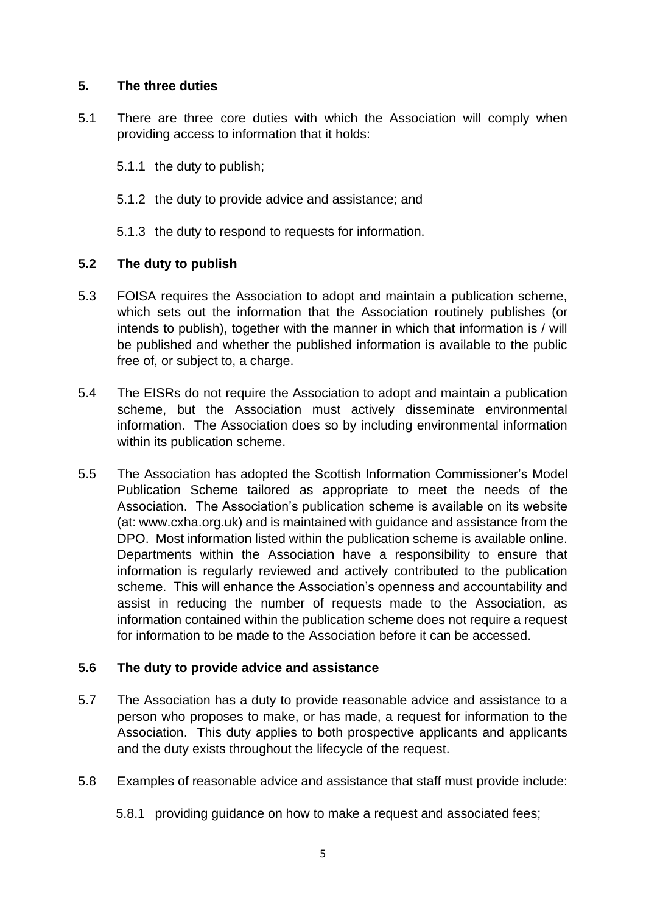## 5. The three duties

5.1 There are three core duties with which the Association will comply when providing access to information that it holds:

5.1.1 the duty to publish;

5.1.2 the duty to provide advice and assistance; and

5.1.3 the duty to respond to requests for information.

### 5.2 The duty to publish

5.3 FOISA requires the Association to adopt and maintain a publication scheme, which sets out the information that the Association routinely publishes (or intends to publish), together with the manner in which that information is / will be published and whether the published information is available to the public free of, or subject to, a charge.

5.4 The EISRs do not require the Association to adopt and maintain a publication scheme, but the Association must actively disseminate environmental information. The Association does so by including environmental information within its publication scheme.

5.5 The Association has adopted the Scottish Information Commissioner's Model Publication Scheme tailored as appropriate to meet the needs of the Association. The Association's publication scheme is available on its website (at: www.cxha.org.uk) and is maintained with guidance and assistance from the DPO. Most information listed within the publication scheme is available online. Departments within the Association have a responsibility to ensure that information is regularly reviewed and actively contributed to the publication scheme. This will enhance the Association's openness and accountability and assist in reducing the number of requests made to the Association, as information contained within the publication scheme does not require a request for information to be made to the Association before it can be accessed.

### 5.6 The duty to provide advice and assistance

5.7 The Association has a duty to provide reasonable advice and assistance to a person who proposes to make, or has made, a request for information to the Association. This duty applies to both prospective applicants and applicants and the duty exists throughout the lifecycle of the request.

5.8 Examples of reasonable advice and assistance that staff must provide include:

5.8.1 providing guidance on how to make a request and associated fees;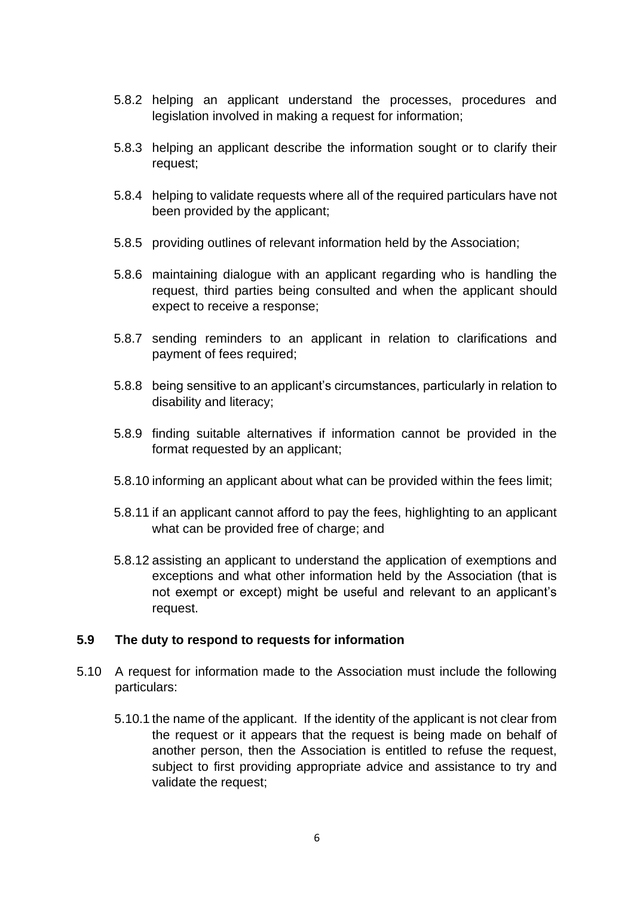5.8.2 helping an applicant understand the processes, procedures and legislation involved in making a request for information;

5.8.3 helping an applicant describe the information sought or to clarify their request;

5.8.4 helping to validate requests where all of the required particulars have not been provided by the applicant;

5.8.5 providing outlines of relevant information held by the Association;

5.8.6 maintaining dialogue with an applicant regarding who is handling the request, third parties being consulted and when the applicant should expect to receive a response;

5.8.7 sending reminders to an applicant in relation to clarifications and payment of fees required;

5.8.8 being sensitive to an applicant's circumstances, particularly in relation to disability and literacy;

5.8.9 finding suitable alternatives if information cannot be provided in the format requested by an applicant;

5.8.10 informing an applicant about what can be provided within the fees limit;

5.8.11 if an applicant cannot afford to pay the fees, highlighting to an applicant what can be provided free of charge; and

5.8.12 assisting an applicant to understand the application of exemptions and exceptions and what other information held by the Association (that is not exempt or except) might be useful and relevant to an applicant's request.

**5.9 The duty to respond to requests for information**

5.10 A request for information made to the Association must include the following particulars:

5.10.1 the name of the applicant. If the identity of the applicant is not clear from the request or it appears that the request is being made on behalf of another person, then the Association is entitled to refuse the request, subject to first providing appropriate advice and assistance to try and validate the request;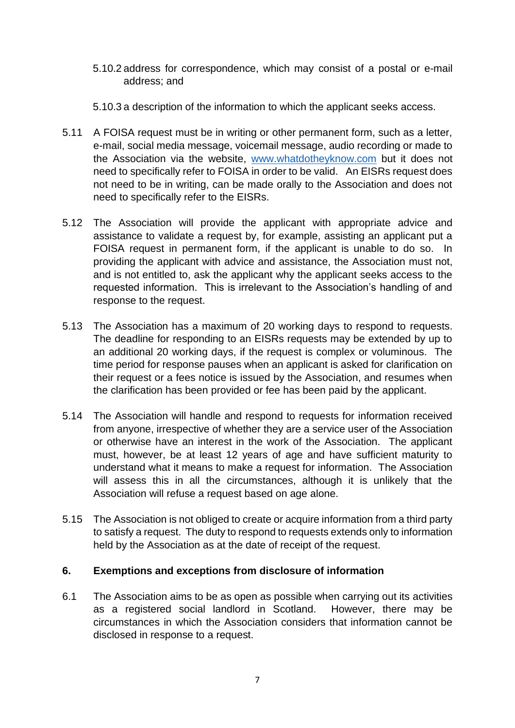5.10.2 address for correspondence, which may consist of a postal or e-mail address; and

5.10.3 a description of the information to which the applicant seeks access.

5.11 A FOISA request must be in writing or other permanent form, such as a letter, e-mail, social media message, voicemail message, audio recording or made to the Association via the website, [www.whatdotheyknow.com](http://www.whatdotheyknow.com) but it does not need to specifically refer to FOISA in order to be valid. An EISRs request does not need to be in writing, can be made orally to the Association and does not need to specifically refer to the EISRs.

5.12 The Association will provide the applicant with appropriate advice and assistance to validate a request by, for example, assisting an applicant put a FOISA request in permanent form, if the applicant is unable to do so. In providing the applicant with advice and assistance, the Association must not, and is not entitled to, ask the applicant why the applicant seeks access to the requested information. This is irrelevant to the Association's handling of and response to the request.

5.13 The Association has a maximum of 20 working days to respond to requests. The deadline for responding to an EISRs requests may be extended by up to an additional 20 working days, if the request is complex or voluminous. The time period for response pauses when an applicant is asked for clarification on their request or a fees notice is issued by the Association, and resumes when the clarification has been provided or fee has been paid by the applicant.

5.14 The Association will handle and respond to requests for information received from anyone, irrespective of whether they are a service user of the Association or otherwise have an interest in the work of the Association. The applicant must, however, be at least 12 years of age and have sufficient maturity to understand what it means to make a request for information. The Association will assess this in all the circumstances, although it is unlikely that the Association will refuse a request based on age alone.

5.15 The Association is not obliged to create or acquire information from a third party to satisfy a request. The duty to respond to requests extends only to information held by the Association as at the date of receipt of the request.

## 6. Exemptions and exceptions from disclosure of information

6.1 The Association aims to be as open as possible when carrying out its activities as a registered social landlord in Scotland. However, there may be circumstances in which the Association considers that information cannot be disclosed in response to a request.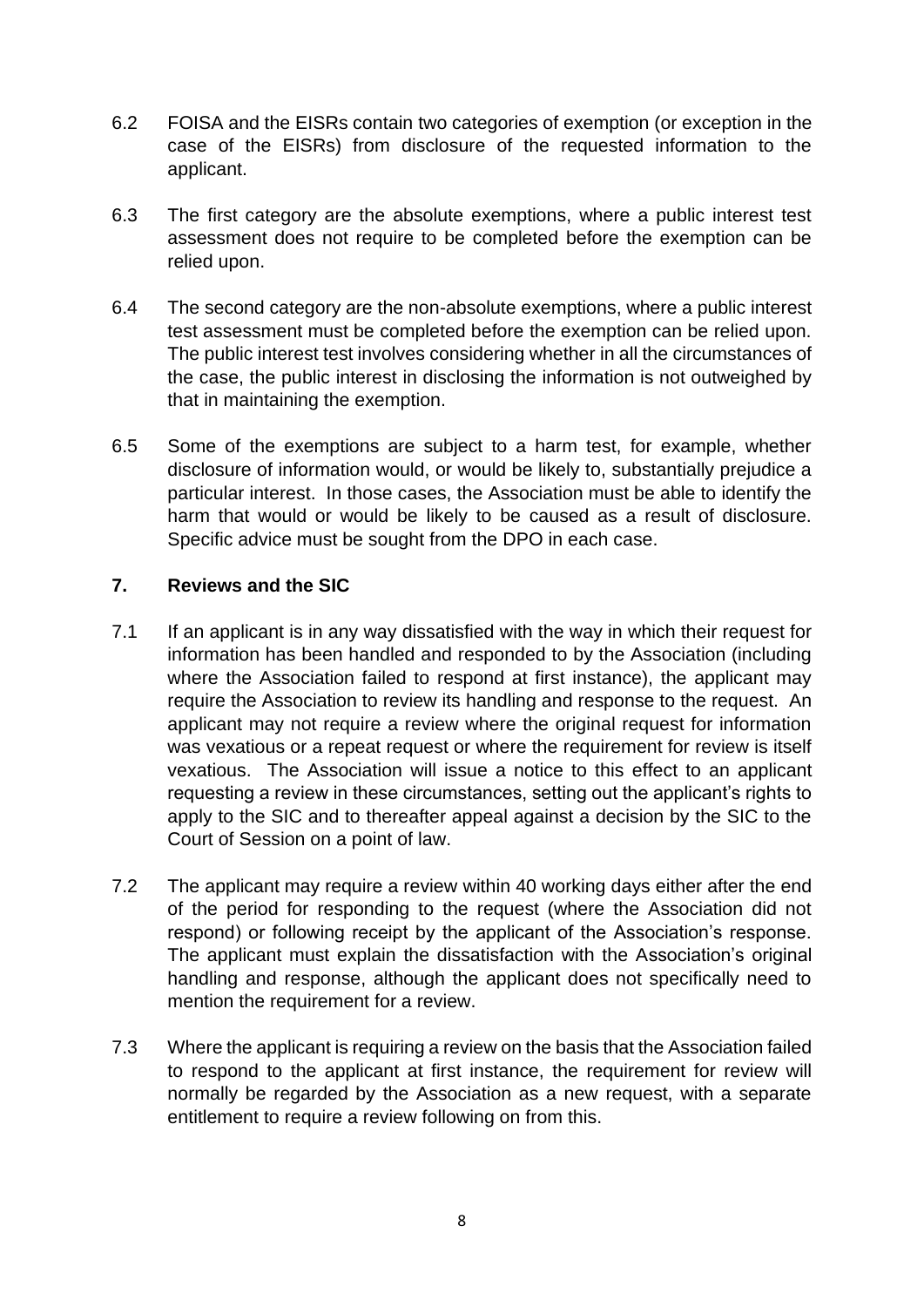6.2 FOISA and the EISRs contain two categories of exemption (or exception in the case of the EISRs) from disclosure of the requested information to the applicant.

6.3 The first category are the absolute exemptions, where a public interest test assessment does not require to be completed before the exemption can be relied upon.

6.4 The second category are the non-absolute exemptions, where a public interest test assessment must be completed before the exemption can be relied upon. The public interest test involves considering whether in all the circumstances of the case, the public interest in disclosing the information is not outweighed by that in maintaining the exemption.

6.5 Some of the exemptions are subject to a harm test, for example, whether disclosure of information would, or would be likely to, substantially prejudice a particular interest. In those cases, the Association must be able to identify the harm that would or would be likely to be caused as a result of disclosure. Specific advice must be sought from the DPO in each case.

## 7. Reviews and the SIC

7.1 If an applicant is in any way dissatisfied with the way in which their request for information has been handled and responded to by the Association (including where the Association failed to respond at first instance), the applicant may require the Association to review its handling and response to the request. An applicant may not require a review where the original request for information was vexatious or a repeat request or where the requirement for review is itself vexatious. The Association will issue a notice to this effect to an applicant requesting a review in these circumstances, setting out the applicant's rights to apply to the SIC and to thereafter appeal against a decision by the SIC to the Court of Session on a point of law.

7.2 The applicant may require a review within 40 working days either after the end of the period for responding to the request (where the Association did not respond) or following receipt by the applicant of the Association's response. The applicant must explain the dissatisfaction with the Association's original handling and response, although the applicant does not specifically need to mention the requirement for a review.

7.3 Where the applicant is requiring a review on the basis that the Association failed to respond to the applicant at first instance, the requirement for review will normally be regarded by the Association as a new request, with a separate entitlement to require a review following on from this.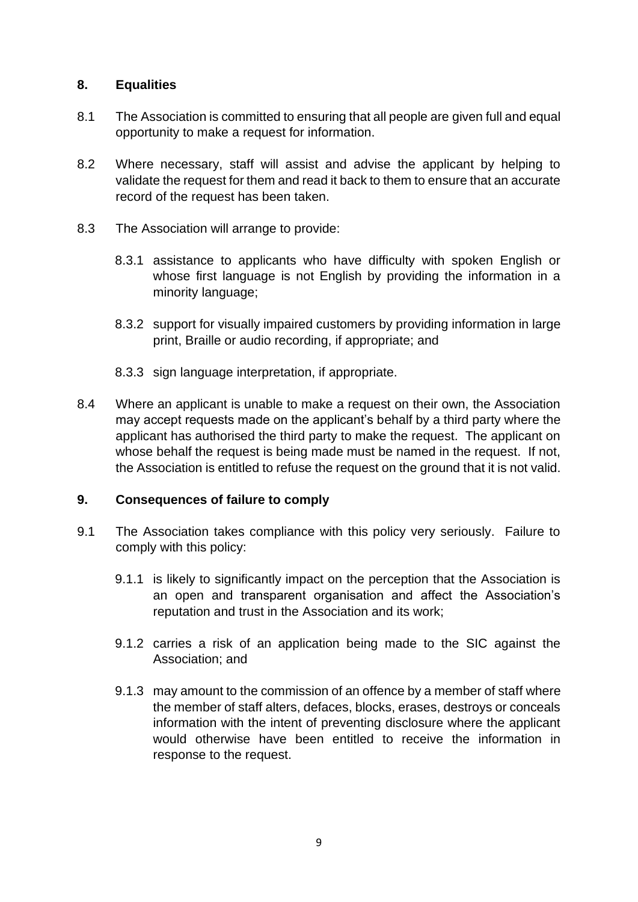## 8. Equalities

8.1 The Association is committed to ensuring that all people are given full and equal opportunity to make a request for information.

8.2 Where necessary, staff will assist and advise the applicant by helping to validate the request for them and read it back to them to ensure that an accurate record of the request has been taken.

8.3 The Association will arrange to provide:

8.3.1 assistance to applicants who have difficulty with spoken English or whose first language is not English by providing the information in a minority language;

8.3.2 support for visually impaired customers by providing information in large print, Braille or audio recording, if appropriate; and

8.3.3 sign language interpretation, if appropriate.

8.4 Where an applicant is unable to make a request on their own, the Association may accept requests made on the applicant's behalf by a third party where the applicant has authorised the third party to make the request. The applicant on whose behalf the request is being made must be named in the request. If not, the Association is entitled to refuse the request on the ground that it is not valid.

## 9. Consequences of failure to comply

9.1 The Association takes compliance with this policy very seriously. Failure to comply with this policy:

9.1.1 is likely to significantly impact on the perception that the Association is an open and transparent organisation and affect the Association's reputation and trust in the Association and its work;

9.1.2 carries a risk of an application being made to the SIC against the Association; and

9.1.3 may amount to the commission of an offence by a member of staff where the member of staff alters, defaces, blocks, erases, destroys or conceals information with the intent of preventing disclosure where the applicant would otherwise have been entitled to receive the information in response to the request.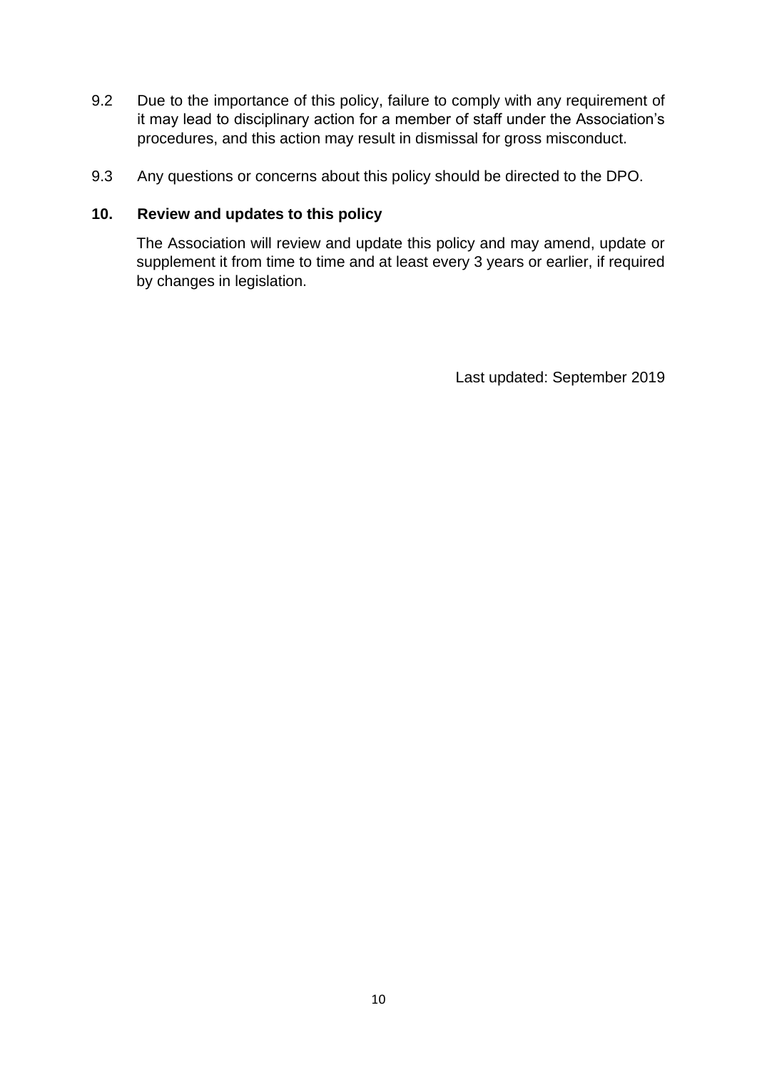9.2 Due to the importance of this policy, failure to comply with any requirement of it may lead to disciplinary action for a member of staff under the Association's procedures, and this action may result in dismissal for gross misconduct.

9.3 Any questions or concerns about this policy should be directed to the DPO.

## 10. Review and updates to this policy

The Association will review and update this policy and may amend, update or supplement it from time to time and at least every 3 years or earlier, if required by changes in legislation.

Last updated: September 2019